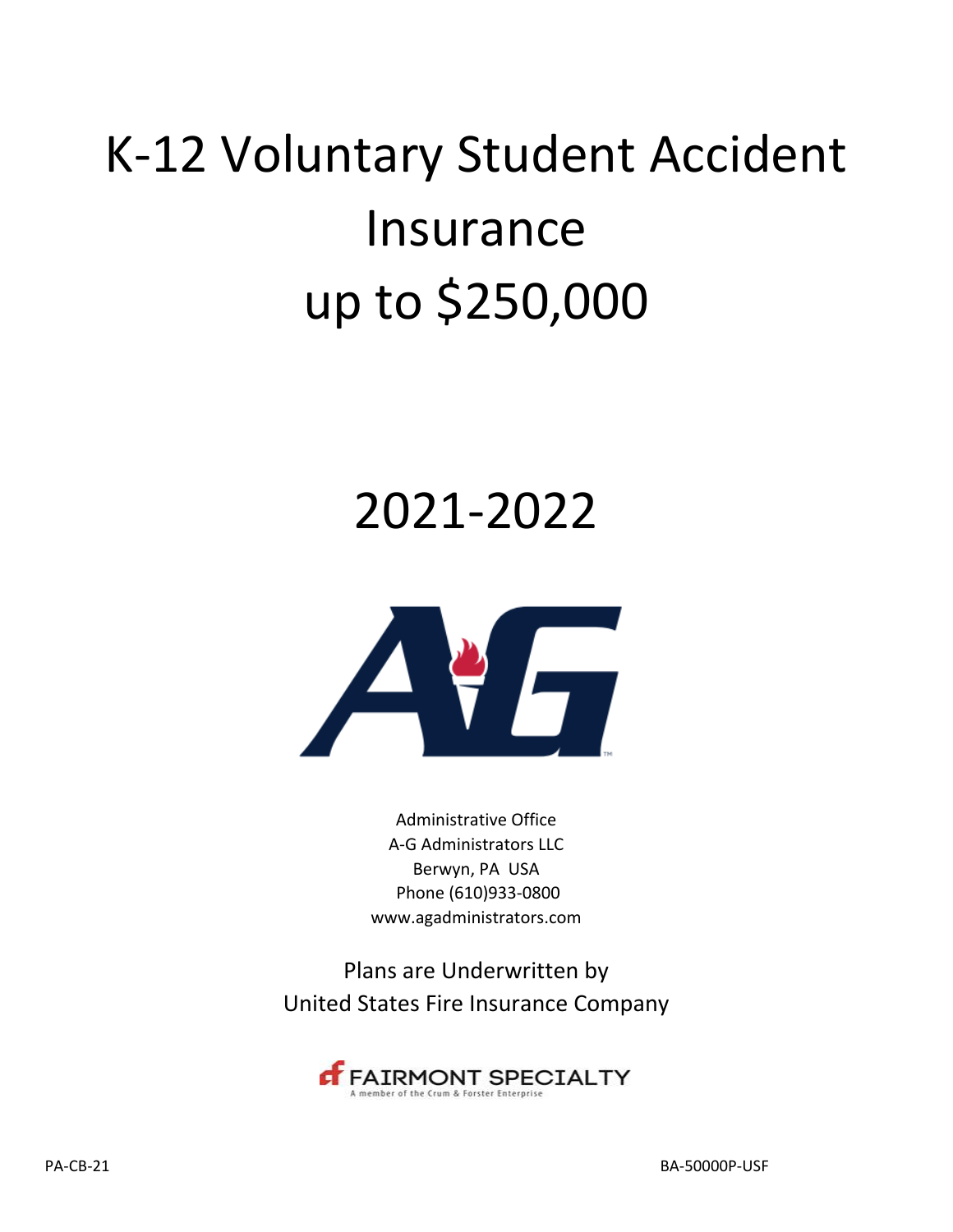# K-12 Voluntary Student Accident Insurance up to $250,000

# 2021-2022

Administrative Office
A-G Administrators LLC
Berwyn, PA USA
Phone (610)933-0800
www.agadministrators.com

Plans are Underwritten by
United States Fire Insurance Company

FAIRMONT SPECIALTY
A member of the Crum & Forster Enterprise

PA-CB-21

BA-50000P-USF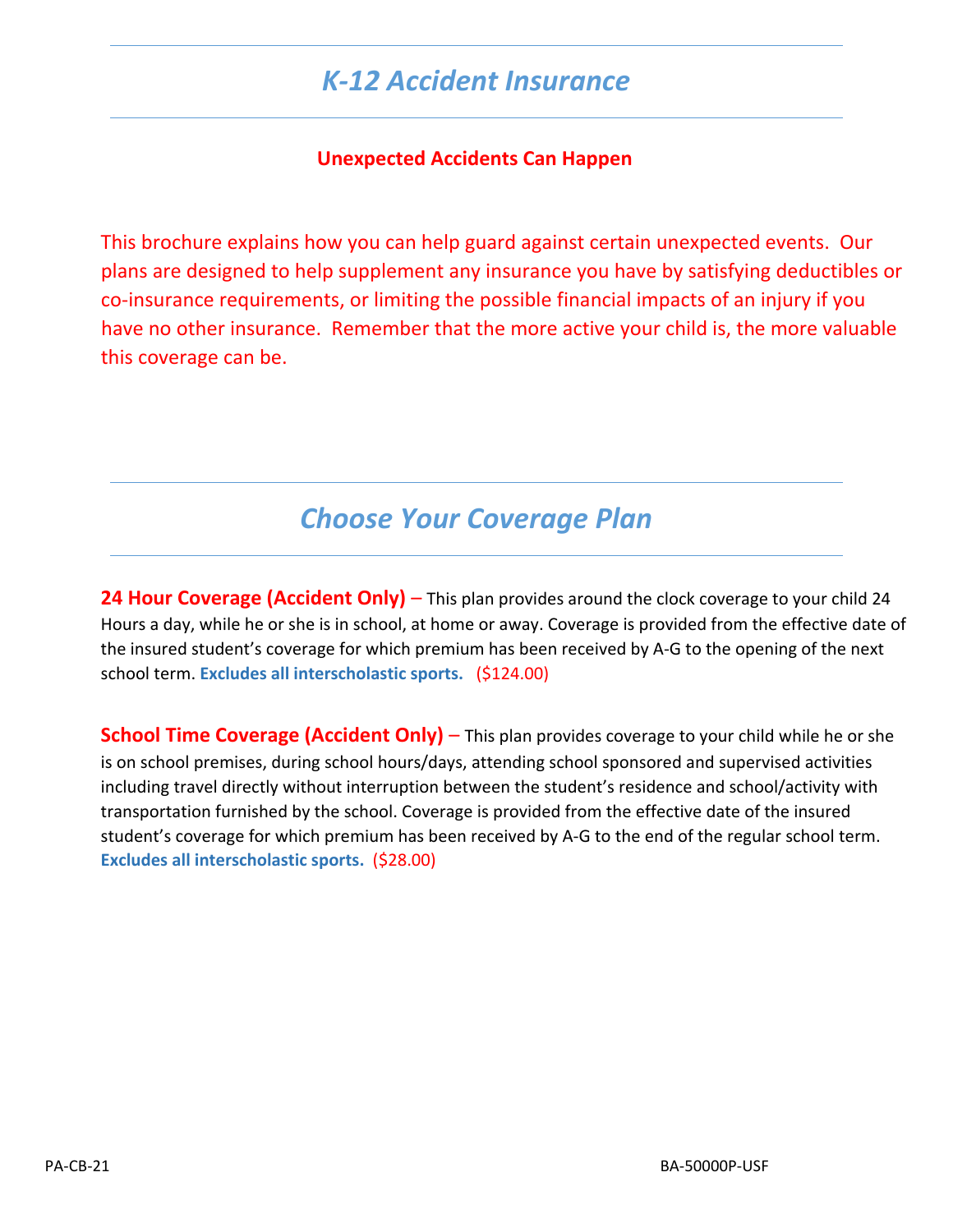# *K-12 Accident Insurance*

**Unexpected Accidents Can Happen**

This brochure explains how you can help guard against certain unexpected events. Our plans are designed to help supplement any insurance you have by satisfying deductibles or co-insurance requirements, or limiting the possible financial impacts of an injury if you have no other insurance. Remember that the more active your child is, the more valuable this coverage can be.

## *Choose Your Coverage Plan*

**24 Hour Coverage (Accident Only)** – This plan provides around the clock coverage to your child 24 Hours a day, while he or she is in school, at home or away. Coverage is provided from the effective date of the insured student's coverage for which premium has been received by A-G to the opening of the next school term. **Excludes all interscholastic sports.** ($124.00)

**School Time Coverage (Accident Only)** – This plan provides coverage to your child while he or she is on school premises, during school hours/days, attending school sponsored and supervised activities including travel directly without interruption between the student's residence and school/activity with transportation furnished by the school. Coverage is provided from the effective date of the insured student's coverage for which premium has been received by A-G to the end of the regular school term. **Excludes all interscholastic sports.** ($28.00)

PA-CB-21 BA-50000P-USF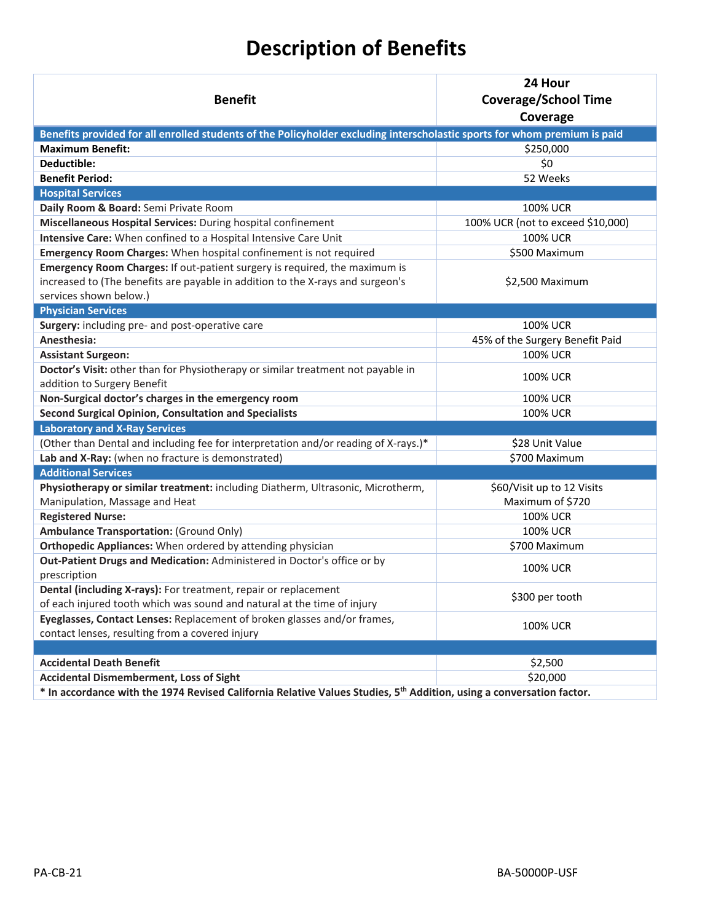# Description of Benefits

| Benefit | 24 Hour Coverage/School Time Coverage |
|---|---|
| **Benefits provided for all enrolled students of the Policyholder excluding interscholastic sports for whom premium is paid** | |
| **Maximum Benefit:** | $250,000 |
| **Deductible:** | $0 |
| **Benefit Period:** | 52 Weeks |
| **Hospital Services** | |
| **Daily Room & Board:** Semi Private Room | 100% UCR |
| **Miscellaneous Hospital Services:** During hospital confinement | 100% UCR (not to exceed $10,000) |
| **Intensive Care:** When confined to a Hospital Intensive Care Unit | 100% UCR |
| **Emergency Room Charges:** When hospital confinement is not required | $500 Maximum |
| **Emergency Room Charges:** If out-patient surgery is required, the maximum is increased to (The benefits are payable in addition to the X-rays and surgeon's services shown below.) | $2,500 Maximum |
| **Physician Services** | |
| **Surgery:** including pre- and post-operative care | 100% UCR |
| **Anesthesia:** | 45% of the Surgery Benefit Paid |
| **Assistant Surgeon:** | 100% UCR |
| **Doctor's Visit:** other than for Physiotherapy or similar treatment not payable in addition to Surgery Benefit | 100% UCR |
| **Non-Surgical doctor's charges in the emergency room** | 100% UCR |
| **Second Surgical Opinion, Consultation and Specialists** | 100% UCR |
| **Laboratory and X-Ray Services** | |
| (Other than Dental and including fee for interpretation and/or reading of X-rays.)* | $28 Unit Value |
| **Lab and X-Ray:** (when no fracture is demonstrated) | $700 Maximum |
| **Additional Services** | |
| **Physiotherapy or similar treatment:** including Diatherm, Ultrasonic, Microtherm, Manipulation, Massage and Heat | $60/Visit up to 12 Visits Maximum of $720 |
| **Registered Nurse:** | 100% UCR |
| **Ambulance Transportation:** (Ground Only) | 100% UCR |
| **Orthopedic Appliances:** When ordered by attending physician | $700 Maximum |
| **Out-Patient Drugs and Medication:** Administered in Doctor's office or by prescription | 100% UCR |
| **Dental (including X-rays):** For treatment, repair or replacement of each injured tooth which was sound and natural at the time of injury | $300 per tooth |
| **Eyeglasses, Contact Lenses:** Replacement of broken glasses and/or frames, contact lenses, resulting from a covered injury | 100% UCR |
| | |
| **Accidental Death Benefit** | $2,500 |
| **Accidental Dismemberment, Loss of Sight** | $20,000 |

**\* In accordance with the 1974 Revised California Relative Values Studies, 5th Addition, using a conversation factor.**

PA-CB-21 BA-50000P-USF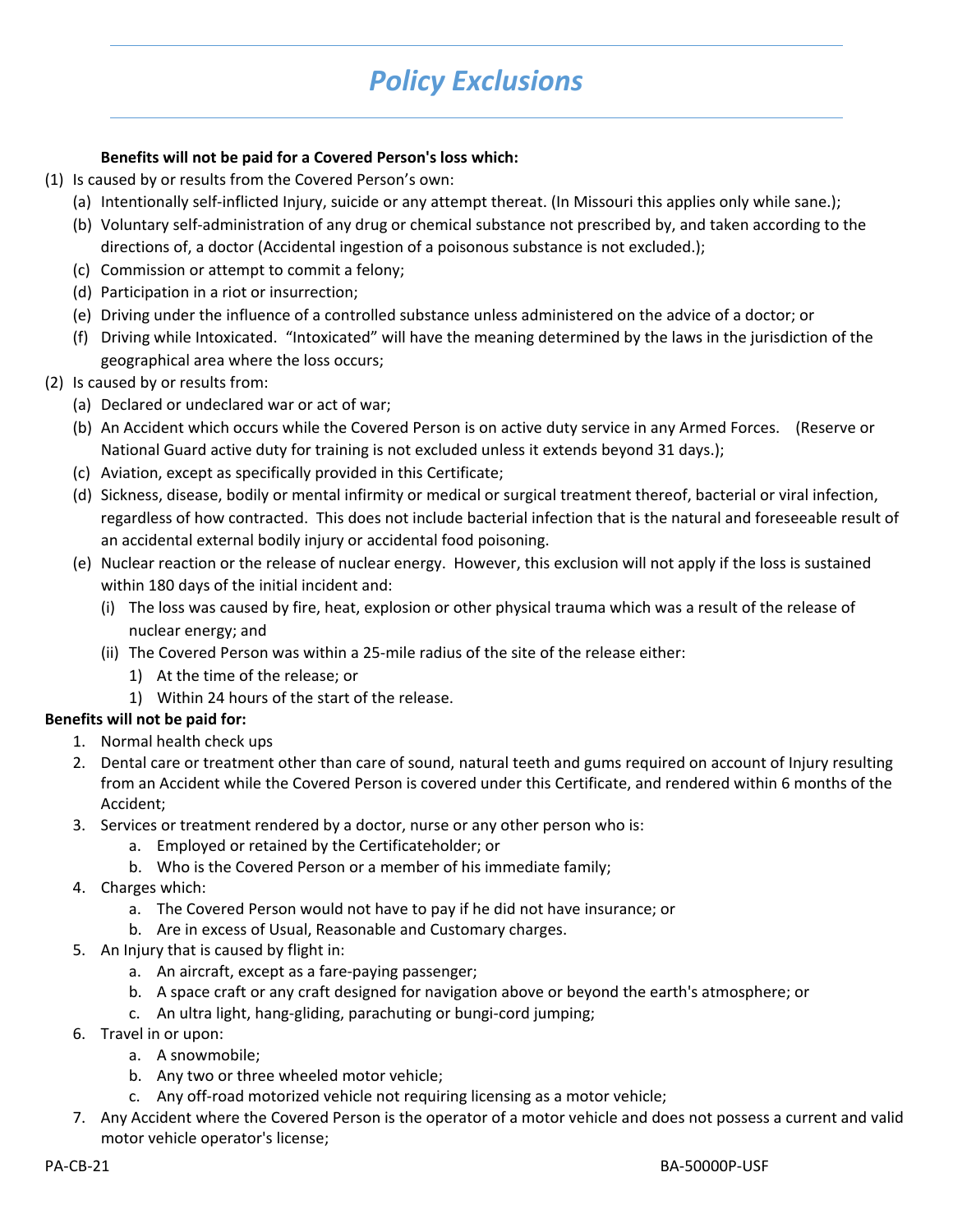# *Policy Exclusions*

**Benefits will not be paid for a Covered Person's loss which:**

(1) Is caused by or results from the Covered Person's own:
   - (a) Intentionally self-inflicted Injury, suicide or any attempt thereat. (In Missouri this applies only while sane.);
   - (b) Voluntary self-administration of any drug or chemical substance not prescribed by, and taken according to the directions of, a doctor (Accidental ingestion of a poisonous substance is not excluded.);
   - (c) Commission or attempt to commit a felony;
   - (d) Participation in a riot or insurrection;
   - (e) Driving under the influence of a controlled substance unless administered on the advice of a doctor; or
   - (f) Driving while Intoxicated. "Intoxicated" will have the meaning determined by the laws in the jurisdiction of the geographical area where the loss occurs;

(2) Is caused by or results from:
   - (a) Declared or undeclared war or act of war;
   - (b) An Accident which occurs while the Covered Person is on active duty service in any Armed Forces. (Reserve or National Guard active duty for training is not excluded unless it extends beyond 31 days.);
   - (c) Aviation, except as specifically provided in this Certificate;
   - (d) Sickness, disease, bodily or mental infirmity or medical or surgical treatment thereof, bacterial or viral infection, regardless of how contracted. This does not include bacterial infection that is the natural and foreseeable result of an accidental external bodily injury or accidental food poisoning.
   - (e) Nuclear reaction or the release of nuclear energy. However, this exclusion will not apply if the loss is sustained within 180 days of the initial incident and:
     - (i) The loss was caused by fire, heat, explosion or other physical trauma which was a result of the release of nuclear energy; and
     - (ii) The Covered Person was within a 25-mile radius of the site of the release either:
       - 1) At the time of the release; or
       - 1) Within 24 hours of the start of the release.

**Benefits will not be paid for:**

1. Normal health check ups
2. Dental care or treatment other than care of sound, natural teeth and gums required on account of Injury resulting from an Accident while the Covered Person is covered under this Certificate, and rendered within 6 months of the Accident;
3. Services or treatment rendered by a doctor, nurse or any other person who is:
   - a. Employed or retained by the Certificateholder; or
   - b. Who is the Covered Person or a member of his immediate family;
4. Charges which:
   - a. The Covered Person would not have to pay if he did not have insurance; or
   - b. Are in excess of Usual, Reasonable and Customary charges.
5. An Injury that is caused by flight in:
   - a. An aircraft, except as a fare-paying passenger;
   - b. A space craft or any craft designed for navigation above or beyond the earth's atmosphere; or
   - c. An ultra light, hang-gliding, parachuting or bungi-cord jumping;
6. Travel in or upon:
   - a. A snowmobile;
   - b. Any two or three wheeled motor vehicle;
   - c. Any off-road motorized vehicle not requiring licensing as a motor vehicle;
7. Any Accident where the Covered Person is the operator of a motor vehicle and does not possess a current and valid motor vehicle operator's license;

PA-CB-21 BA-50000P-USF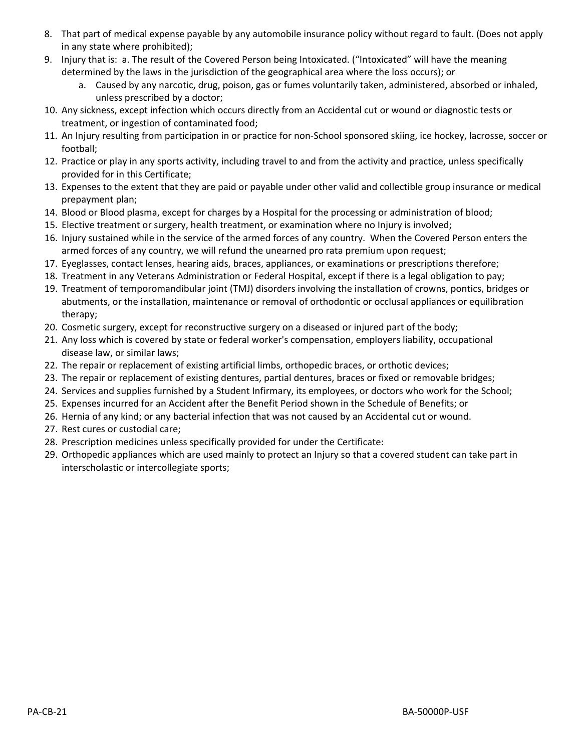8. That part of medical expense payable by any automobile insurance policy without regard to fault. (Does not apply in any state where prohibited);
9. Injury that is: a. The result of the Covered Person being Intoxicated. ("Intoxicated" will have the meaning determined by the laws in the jurisdiction of the geographical area where the loss occurs); or
   a. Caused by any narcotic, drug, poison, gas or fumes voluntarily taken, administered, absorbed or inhaled, unless prescribed by a doctor;
10. Any sickness, except infection which occurs directly from an Accidental cut or wound or diagnostic tests or treatment, or ingestion of contaminated food;
11. An Injury resulting from participation in or practice for non-School sponsored skiing, ice hockey, lacrosse, soccer or football;
12. Practice or play in any sports activity, including travel to and from the activity and practice, unless specifically provided for in this Certificate;
13. Expenses to the extent that they are paid or payable under other valid and collectible group insurance or medical prepayment plan;
14. Blood or Blood plasma, except for charges by a Hospital for the processing or administration of blood;
15. Elective treatment or surgery, health treatment, or examination where no Injury is involved;
16. Injury sustained while in the service of the armed forces of any country. When the Covered Person enters the armed forces of any country, we will refund the unearned pro rata premium upon request;
17. Eyeglasses, contact lenses, hearing aids, braces, appliances, or examinations or prescriptions therefore;
18. Treatment in any Veterans Administration or Federal Hospital, except if there is a legal obligation to pay;
19. Treatment of temporomandibular joint (TMJ) disorders involving the installation of crowns, pontics, bridges or abutments, or the installation, maintenance or removal of orthodontic or occlusal appliances or equilibration therapy;
20. Cosmetic surgery, except for reconstructive surgery on a diseased or injured part of the body;
21. Any loss which is covered by state or federal worker's compensation, employers liability, occupational disease law, or similar laws;
22. The repair or replacement of existing artificial limbs, orthopedic braces, or orthotic devices;
23. The repair or replacement of existing dentures, partial dentures, braces or fixed or removable bridges;
24. Services and supplies furnished by a Student Infirmary, its employees, or doctors who work for the School;
25. Expenses incurred for an Accident after the Benefit Period shown in the Schedule of Benefits; or
26. Hernia of any kind; or any bacterial infection that was not caused by an Accidental cut or wound.
27. Rest cures or custodial care;
28. Prescription medicines unless specifically provided for under the Certificate:
29. Orthopedic appliances which are used mainly to protect an Injury so that a covered student can take part in interscholastic or intercollegiate sports;

PA-CB-21 BA-50000P-USF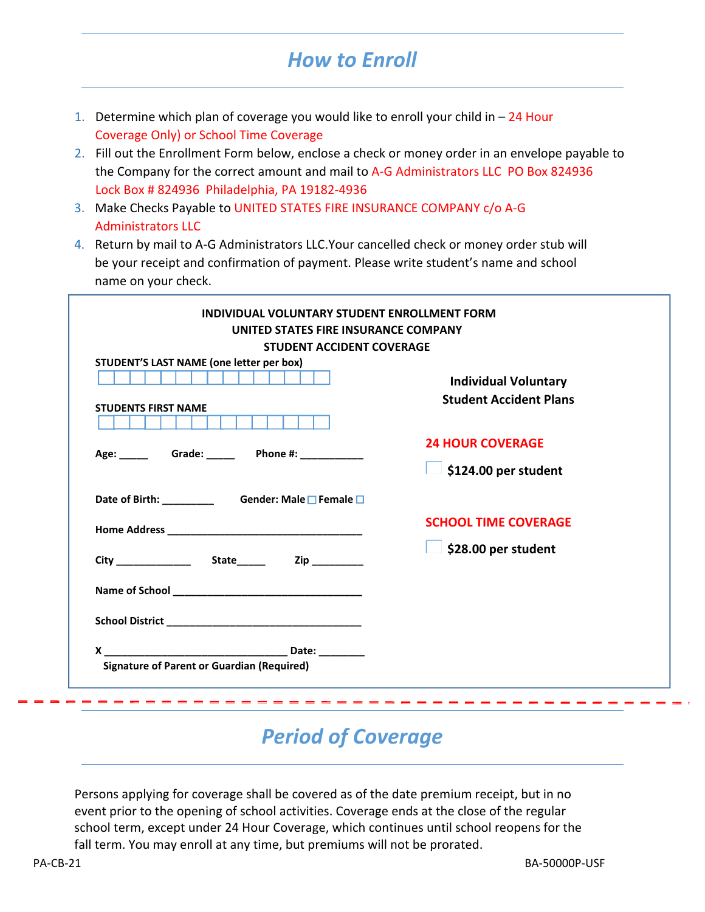# *How to Enroll*

1. Determine which plan of coverage you would like to enroll your child in – 24 Hour Coverage Only) or School Time Coverage
2. Fill out the Enrollment Form below, enclose a check or money order in an envelope payable to the Company for the correct amount and mail to A-G Administrators LLC PO Box 824936 Lock Box # 824936 Philadelphia, PA 19182-4936
3. Make Checks Payable to UNITED STATES FIRE INSURANCE COMPANY c/o A-G Administrators LLC
4. Return by mail to A-G Administrators LLC.Your cancelled check or money order stub will be your receipt and confirmation of payment. Please write student's name and school name on your check.

**INDIVIDUAL VOLUNTARY STUDENT ENROLLMENT FORM**
**UNITED STATES FIRE INSURANCE COMPANY**
**STUDENT ACCIDENT COVERAGE**

**STUDENT'S LAST NAME (one letter per box)**

☐☐☐☐☐☐☐☐☐☐☐☐☐☐☐

**STUDENTS FIRST NAME**

☐☐☐☐☐☐☐☐☐☐☐☐☐☐☐

**Age:** _____ **Grade:** _____ **Phone #:** ___________

**Date of Birth:** _________ **Gender: Male** ☐ **Female** ☐

**Home Address** __________________________________

**City** _____________ **State**_____ **Zip** _________

**Name of School** ________________________________

**School District** _________________________________

**X** _______________________________ **Date:** ________
**Signature of Parent or Guardian (Required)**

**Individual Voluntary Student Accident Plans**

**24 HOUR COVERAGE**

☐ **$124.00 per student**

**SCHOOL TIME COVERAGE**

☐ **$28.00 per student**

# *Period of Coverage*

Persons applying for coverage shall be covered as of the date premium receipt, but in no event prior to the opening of school activities. Coverage ends at the close of the regular school term, except under 24 Hour Coverage, which continues until school reopens for the fall term. You may enroll at any time, but premiums will not be prorated.

PA-CB-21 BA-50000P-USF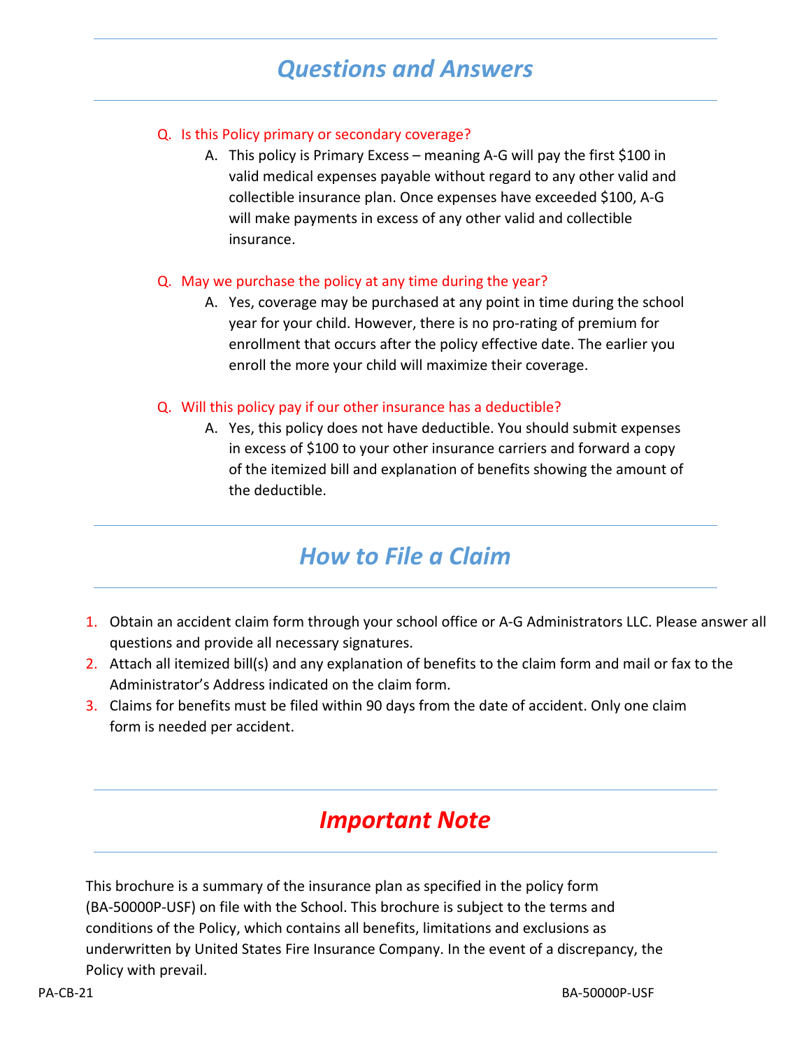## *Questions and Answers*

Q. Is this Policy primary or secondary coverage?

A. This policy is Primary Excess – meaning A-G will pay the first $100 in valid medical expenses payable without regard to any other valid and collectible insurance plan. Once expenses have exceeded $100, A-G will make payments in excess of any other valid and collectible insurance.

Q. May we purchase the policy at any time during the year?

A. Yes, coverage may be purchased at any point in time during the school year for your child. However, there is no pro-rating of premium for enrollment that occurs after the policy effective date. The earlier you enroll the more your child will maximize their coverage.

Q. Will this policy pay if our other insurance has a deductible?

A. Yes, this policy does not have deductible. You should submit expenses in excess of $100 to your other insurance carriers and forward a copy of the itemized bill and explanation of benefits showing the amount of the deductible.

## *How to File a Claim*

1. Obtain an accident claim form through your school office or A-G Administrators LLC. Please answer all questions and provide all necessary signatures.
2. Attach all itemized bill(s) and any explanation of benefits to the claim form and mail or fax to the Administrator's Address indicated on the claim form.
3. Claims for benefits must be filed within 90 days from the date of accident. Only one claim form is needed per accident.

## *Important Note*

This brochure is a summary of the insurance plan as specified in the policy form (BA-50000P-USF) on file with the School. This brochure is subject to the terms and conditions of the Policy, which contains all benefits, limitations and exclusions as underwritten by United States Fire Insurance Company. In the event of a discrepancy, the Policy with prevail.

PA-CB-21 BA-50000P-USF